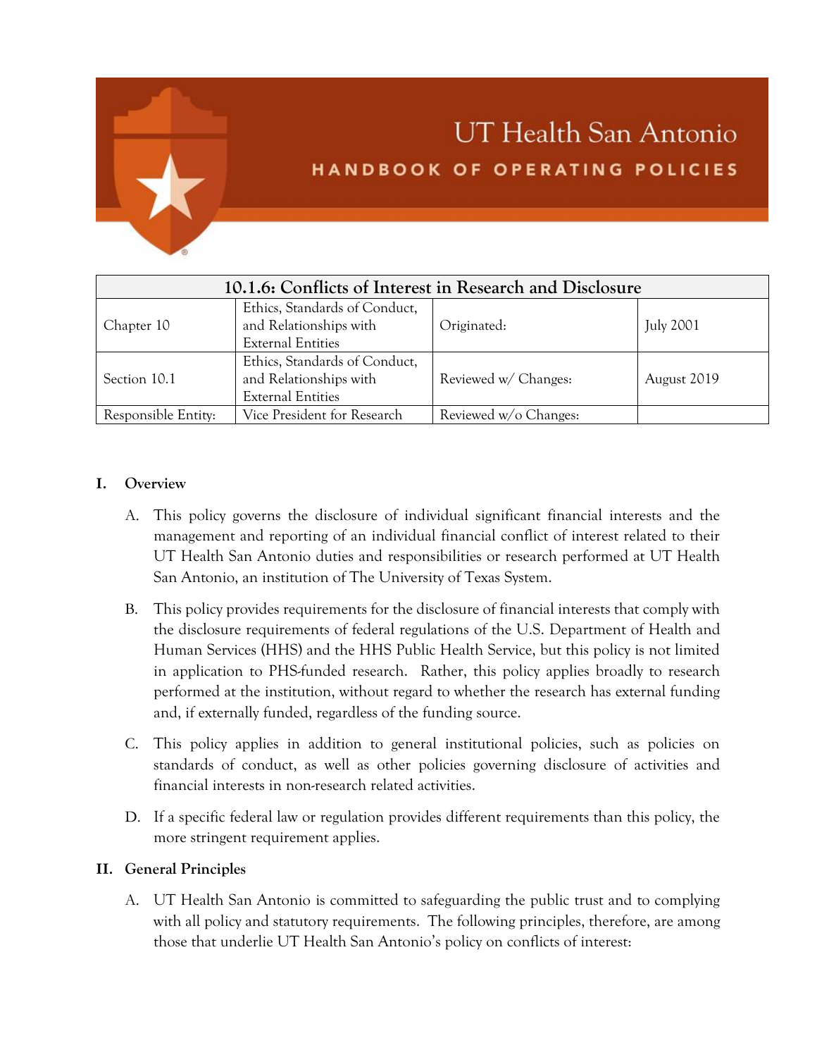UT Health San Antonio

HANDBOOK OF OPERATING POLICIES

| 10.1.6: Conflicts of Interest in Research and Disclosure | | | |
|---|---|---|---|
| Chapter 10 | Ethics, Standards of Conduct, and Relationships with External Entities | Originated: | July 2001 |
| Section 10.1 | Ethics, Standards of Conduct, and Relationships with External Entities | Reviewed w/ Changes: | August 2019 |
| Responsible Entity: | Vice President for Research | Reviewed w/o Changes: | |

## I. Overview

A. This policy governs the disclosure of individual significant financial interests and the management and reporting of an individual financial conflict of interest related to their UT Health San Antonio duties and responsibilities or research performed at UT Health San Antonio, an institution of The University of Texas System.

B. This policy provides requirements for the disclosure of financial interests that comply with the disclosure requirements of federal regulations of the U.S. Department of Health and Human Services (HHS) and the HHS Public Health Service, but this policy is not limited in application to PHS-funded research. Rather, this policy applies broadly to research performed at the institution, without regard to whether the research has external funding and, if externally funded, regardless of the funding source.

C. This policy applies in addition to general institutional policies, such as policies on standards of conduct, as well as other policies governing disclosure of activities and financial interests in non-research related activities.

D. If a specific federal law or regulation provides different requirements than this policy, the more stringent requirement applies.

## II. General Principles

A. UT Health San Antonio is committed to safeguarding the public trust and to complying with all policy and statutory requirements. The following principles, therefore, are among those that underlie UT Health San Antonio's policy on conflicts of interest: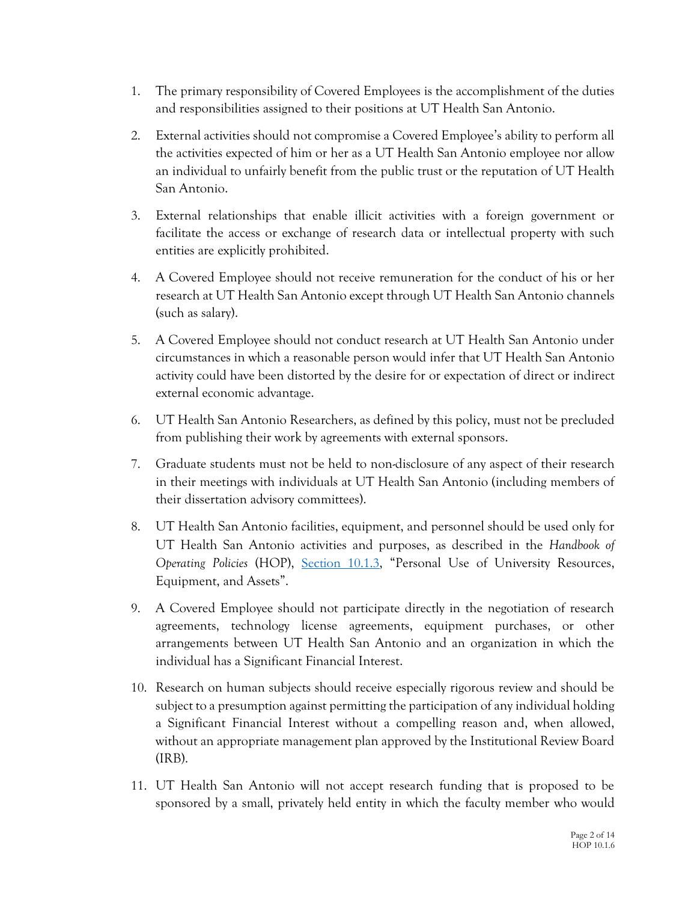1. The primary responsibility of Covered Employees is the accomplishment of the duties and responsibilities assigned to their positions at UT Health San Antonio.
2. External activities should not compromise a Covered Employee's ability to perform all the activities expected of him or her as a UT Health San Antonio employee nor allow an individual to unfairly benefit from the public trust or the reputation of UT Health San Antonio.
3. External relationships that enable illicit activities with a foreign government or facilitate the access or exchange of research data or intellectual property with such entities are explicitly prohibited.
4. A Covered Employee should not receive remuneration for the conduct of his or her research at UT Health San Antonio except through UT Health San Antonio channels (such as salary).
5. A Covered Employee should not conduct research at UT Health San Antonio under circumstances in which a reasonable person would infer that UT Health San Antonio activity could have been distorted by the desire for or expectation of direct or indirect external economic advantage.
6. UT Health San Antonio Researchers, as defined by this policy, must not be precluded from publishing their work by agreements with external sponsors.
7. Graduate students must not be held to non-disclosure of any aspect of their research in their meetings with individuals at UT Health San Antonio (including members of their dissertation advisory committees).
8. UT Health San Antonio facilities, equipment, and personnel should be used only for UT Health San Antonio activities and purposes, as described in the *Handbook of Operating Policies* (HOP), [Section 10.1.3](), "Personal Use of University Resources, Equipment, and Assets".
9. A Covered Employee should not participate directly in the negotiation of research agreements, technology license agreements, equipment purchases, or other arrangements between UT Health San Antonio and an organization in which the individual has a Significant Financial Interest.
10. Research on human subjects should receive especially rigorous review and should be subject to a presumption against permitting the participation of any individual holding a Significant Financial Interest without a compelling reason and, when allowed, without an appropriate management plan approved by the Institutional Review Board (IRB).
11. UT Health San Antonio will not accept research funding that is proposed to be sponsored by a small, privately held entity in which the faculty member who would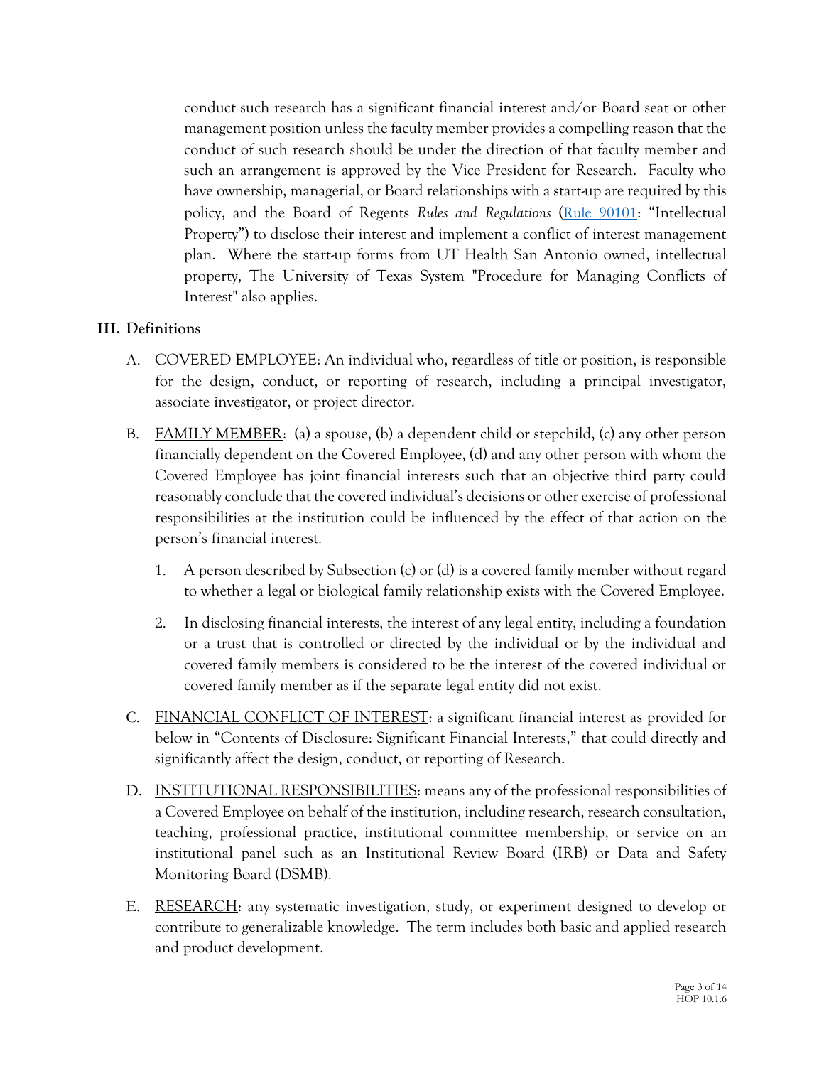conduct such research has a significant financial interest and/or Board seat or other management position unless the faculty member provides a compelling reason that the conduct of such research should be under the direction of that faculty member and such an arrangement is approved by the Vice President for Research. Faculty who have ownership, managerial, or Board relationships with a start-up are required by this policy, and the Board of Regents *Rules and Regulations* (Rule 90101: "Intellectual Property") to disclose their interest and implement a conflict of interest management plan. Where the start-up forms from UT Health San Antonio owned, intellectual property, The University of Texas System "Procedure for Managing Conflicts of Interest" also applies.

## III. Definitions

A. <u>COVERED EMPLOYEE</u>: An individual who, regardless of title or position, is responsible for the design, conduct, or reporting of research, including a principal investigator, associate investigator, or project director.

B. <u>FAMILY MEMBER</u>: (a) a spouse, (b) a dependent child or stepchild, (c) any other person financially dependent on the Covered Employee, (d) and any other person with whom the Covered Employee has joint financial interests such that an objective third party could reasonably conclude that the covered individual's decisions or other exercise of professional responsibilities at the institution could be influenced by the effect of that action on the person's financial interest.

   1. A person described by Subsection (c) or (d) is a covered family member without regard to whether a legal or biological family relationship exists with the Covered Employee.

   2. In disclosing financial interests, the interest of any legal entity, including a foundation or a trust that is controlled or directed by the individual or by the individual and covered family members is considered to be the interest of the covered individual or covered family member as if the separate legal entity did not exist.

C. <u>FINANCIAL CONFLICT OF INTEREST</u>: a significant financial interest as provided for below in "Contents of Disclosure: Significant Financial Interests," that could directly and significantly affect the design, conduct, or reporting of Research.

D. <u>INSTITUTIONAL RESPONSIBILITIES</u>: means any of the professional responsibilities of a Covered Employee on behalf of the institution, including research, research consultation, teaching, professional practice, institutional committee membership, or service on an institutional panel such as an Institutional Review Board (IRB) or Data and Safety Monitoring Board (DSMB).

E. <u>RESEARCH</u>: any systematic investigation, study, or experiment designed to develop or contribute to generalizable knowledge. The term includes both basic and applied research and product development.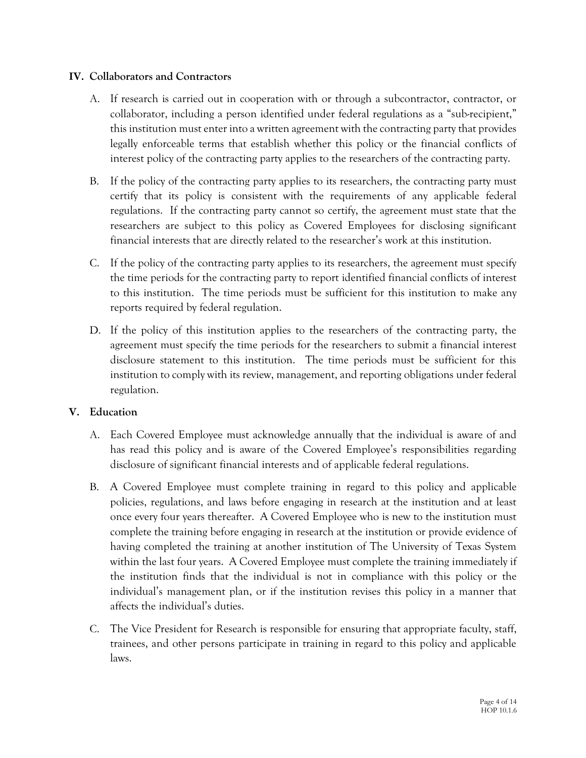## IV. Collaborators and Contractors

A. If research is carried out in cooperation with or through a subcontractor, contractor, or collaborator, including a person identified under federal regulations as a "sub-recipient," this institution must enter into a written agreement with the contracting party that provides legally enforceable terms that establish whether this policy or the financial conflicts of interest policy of the contracting party applies to the researchers of the contracting party.

B. If the policy of the contracting party applies to its researchers, the contracting party must certify that its policy is consistent with the requirements of any applicable federal regulations. If the contracting party cannot so certify, the agreement must state that the researchers are subject to this policy as Covered Employees for disclosing significant financial interests that are directly related to the researcher's work at this institution.

C. If the policy of the contracting party applies to its researchers, the agreement must specify the time periods for the contracting party to report identified financial conflicts of interest to this institution. The time periods must be sufficient for this institution to make any reports required by federal regulation.

D. If the policy of this institution applies to the researchers of the contracting party, the agreement must specify the time periods for the researchers to submit a financial interest disclosure statement to this institution. The time periods must be sufficient for this institution to comply with its review, management, and reporting obligations under federal regulation.

## V. Education

A. Each Covered Employee must acknowledge annually that the individual is aware of and has read this policy and is aware of the Covered Employee's responsibilities regarding disclosure of significant financial interests and of applicable federal regulations.

B. A Covered Employee must complete training in regard to this policy and applicable policies, regulations, and laws before engaging in research at the institution and at least once every four years thereafter. A Covered Employee who is new to the institution must complete the training before engaging in research at the institution or provide evidence of having completed the training at another institution of The University of Texas System within the last four years. A Covered Employee must complete the training immediately if the institution finds that the individual is not in compliance with this policy or the individual's management plan, or if the institution revises this policy in a manner that affects the individual's duties.

C. The Vice President for Research is responsible for ensuring that appropriate faculty, staff, trainees, and other persons participate in training in regard to this policy and applicable laws.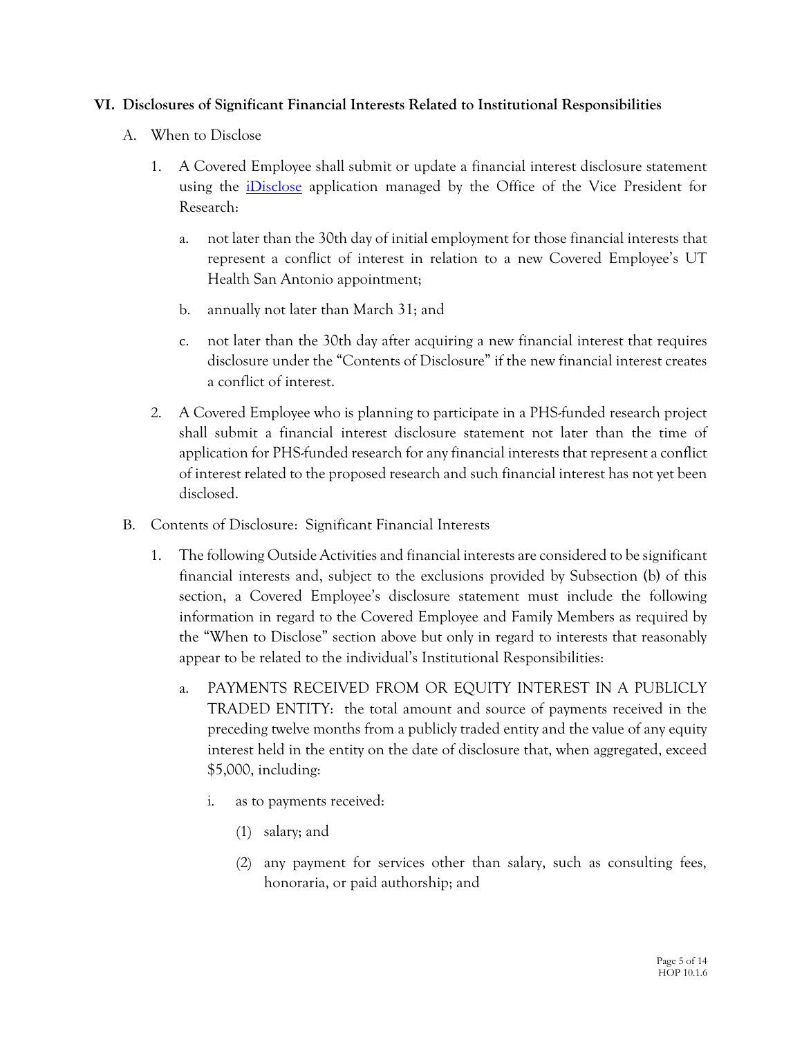## VI. Disclosures of Significant Financial Interests Related to Institutional Responsibilities

A. When to Disclose

1. A Covered Employee shall submit or update a financial interest disclosure statement using the iDisclose application managed by the Office of the Vice President for Research:

    a. not later than the 30th day of initial employment for those financial interests that represent a conflict of interest in relation to a new Covered Employee's UT Health San Antonio appointment;

    b. annually not later than March 31; and

    c. not later than the 30th day after acquiring a new financial interest that requires disclosure under the "Contents of Disclosure" if the new financial interest creates a conflict of interest.

2. A Covered Employee who is planning to participate in a PHS-funded research project shall submit a financial interest disclosure statement not later than the time of application for PHS-funded research for any financial interests that represent a conflict of interest related to the proposed research and such financial interest has not yet been disclosed.

B. Contents of Disclosure: Significant Financial Interests

1. The following Outside Activities and financial interests are considered to be significant financial interests and, subject to the exclusions provided by Subsection (b) of this section, a Covered Employee's disclosure statement must include the following information in regard to the Covered Employee and Family Members as required by the "When to Disclose" section above but only in regard to interests that reasonably appear to be related to the individual's Institutional Responsibilities:

    a. PAYMENTS RECEIVED FROM OR EQUITY INTEREST IN A PUBLICLY TRADED ENTITY: the total amount and source of payments received in the preceding twelve months from a publicly traded entity and the value of any equity interest held in the entity on the date of disclosure that, when aggregated, exceed \$5,000, including:

        i. as to payments received:

            (1) salary; and

            (2) any payment for services other than salary, such as consulting fees, honoraria, or paid authorship; and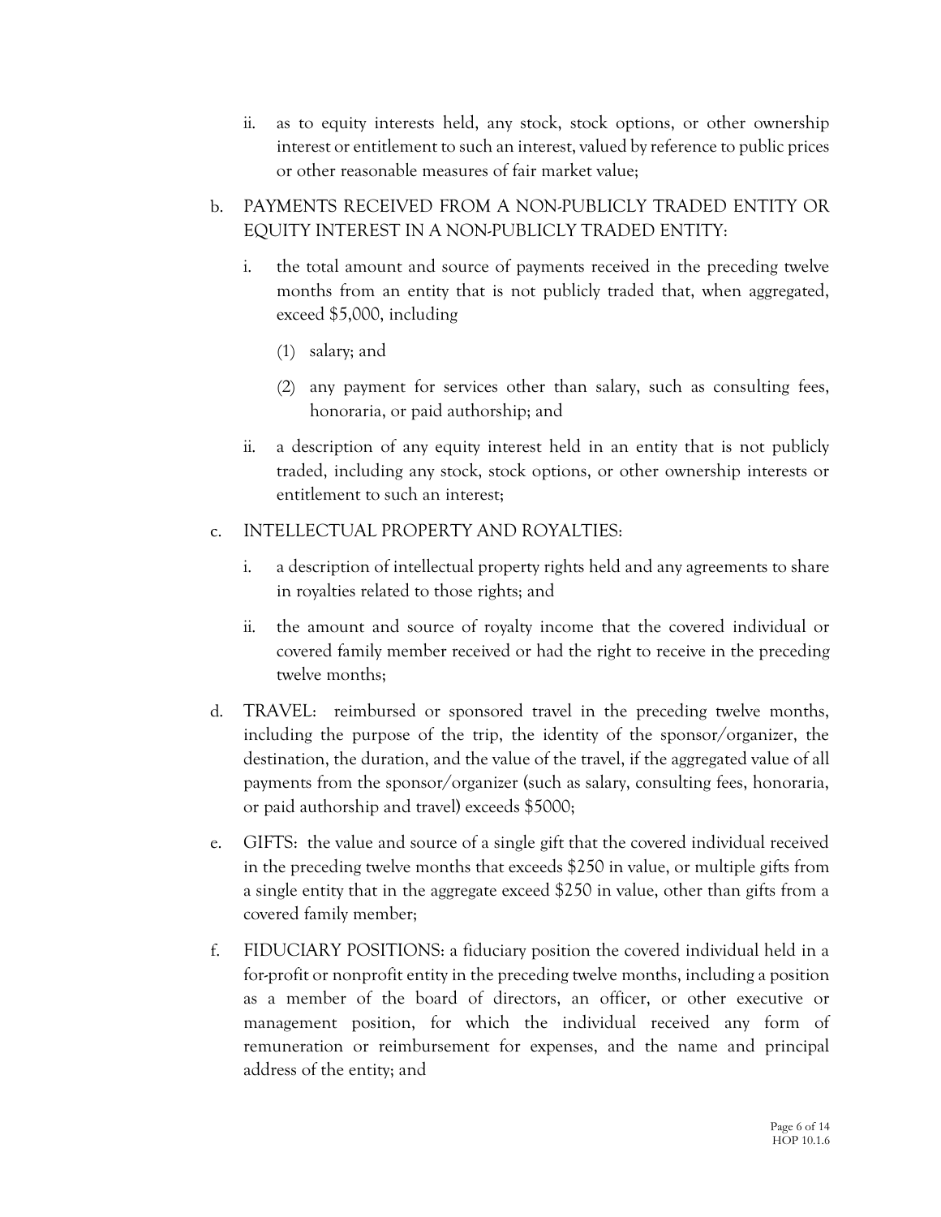ii. as to equity interests held, any stock, stock options, or other ownership interest or entitlement to such an interest, valued by reference to public prices or other reasonable measures of fair market value;

b. PAYMENTS RECEIVED FROM A NON-PUBLICLY TRADED ENTITY OR EQUITY INTEREST IN A NON-PUBLICLY TRADED ENTITY:

   i. the total amount and source of payments received in the preceding twelve months from an entity that is not publicly traded that, when aggregated, exceed $5,000, including

      (1) salary; and

      (2) any payment for services other than salary, such as consulting fees, honoraria, or paid authorship; and

   ii. a description of any equity interest held in an entity that is not publicly traded, including any stock, stock options, or other ownership interests or entitlement to such an interest;

c. INTELLECTUAL PROPERTY AND ROYALTIES:

   i. a description of intellectual property rights held and any agreements to share in royalties related to those rights; and

   ii. the amount and source of royalty income that the covered individual or covered family member received or had the right to receive in the preceding twelve months;

d. TRAVEL: reimbursed or sponsored travel in the preceding twelve months, including the purpose of the trip, the identity of the sponsor/organizer, the destination, the duration, and the value of the travel, if the aggregated value of all payments from the sponsor/organizer (such as salary, consulting fees, honoraria, or paid authorship and travel) exceeds $5000;

e. GIFTS: the value and source of a single gift that the covered individual received in the preceding twelve months that exceeds $250 in value, or multiple gifts from a single entity that in the aggregate exceed $250 in value, other than gifts from a covered family member;

f. FIDUCIARY POSITIONS: a fiduciary position the covered individual held in a for-profit or nonprofit entity in the preceding twelve months, including a position as a member of the board of directors, an officer, or other executive or management position, for which the individual received any form of remuneration or reimbursement for expenses, and the name and principal address of the entity; and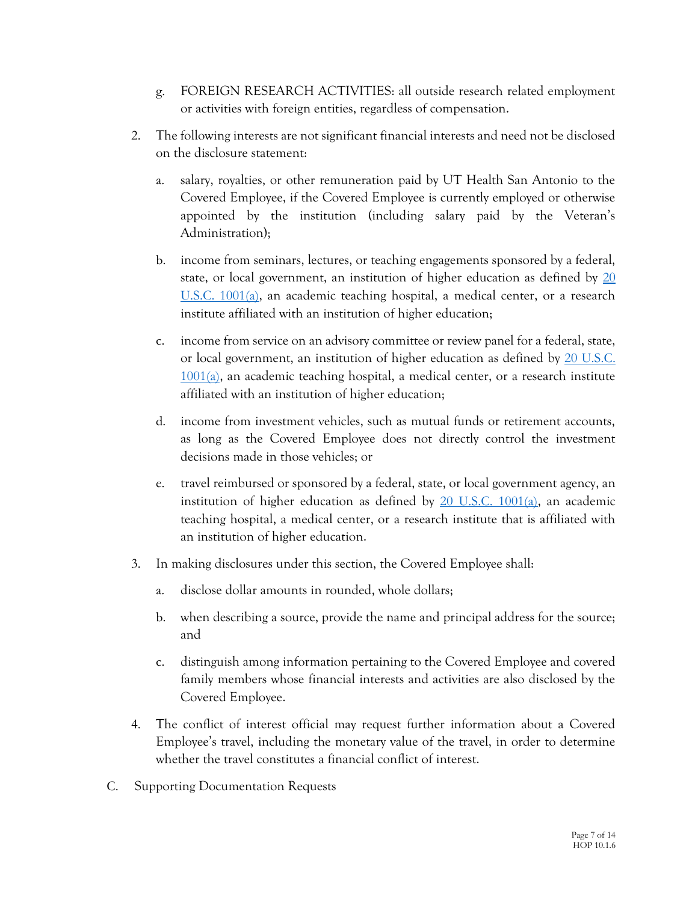g. FOREIGN RESEARCH ACTIVITIES: all outside research related employment or activities with foreign entities, regardless of compensation.

2. The following interests are not significant financial interests and need not be disclosed on the disclosure statement:

   a. salary, royalties, or other remuneration paid by UT Health San Antonio to the Covered Employee, if the Covered Employee is currently employed or otherwise appointed by the institution (including salary paid by the Veteran's Administration);

   b. income from seminars, lectures, or teaching engagements sponsored by a federal, state, or local government, an institution of higher education as defined by [20 U.S.C. 1001(a)], an academic teaching hospital, a medical center, or a research institute affiliated with an institution of higher education;

   c. income from service on an advisory committee or review panel for a federal, state, or local government, an institution of higher education as defined by [20 U.S.C. 1001(a)], an academic teaching hospital, a medical center, or a research institute affiliated with an institution of higher education;

   d. income from investment vehicles, such as mutual funds or retirement accounts, as long as the Covered Employee does not directly control the investment decisions made in those vehicles; or

   e. travel reimbursed or sponsored by a federal, state, or local government agency, an institution of higher education as defined by [20 U.S.C. 1001(a)], an academic teaching hospital, a medical center, or a research institute that is affiliated with an institution of higher education.

3. In making disclosures under this section, the Covered Employee shall:

   a. disclose dollar amounts in rounded, whole dollars;

   b. when describing a source, provide the name and principal address for the source; and

   c. distinguish among information pertaining to the Covered Employee and covered family members whose financial interests and activities are also disclosed by the Covered Employee.

4. The conflict of interest official may request further information about a Covered Employee's travel, including the monetary value of the travel, in order to determine whether the travel constitutes a financial conflict of interest.

C. Supporting Documentation Requests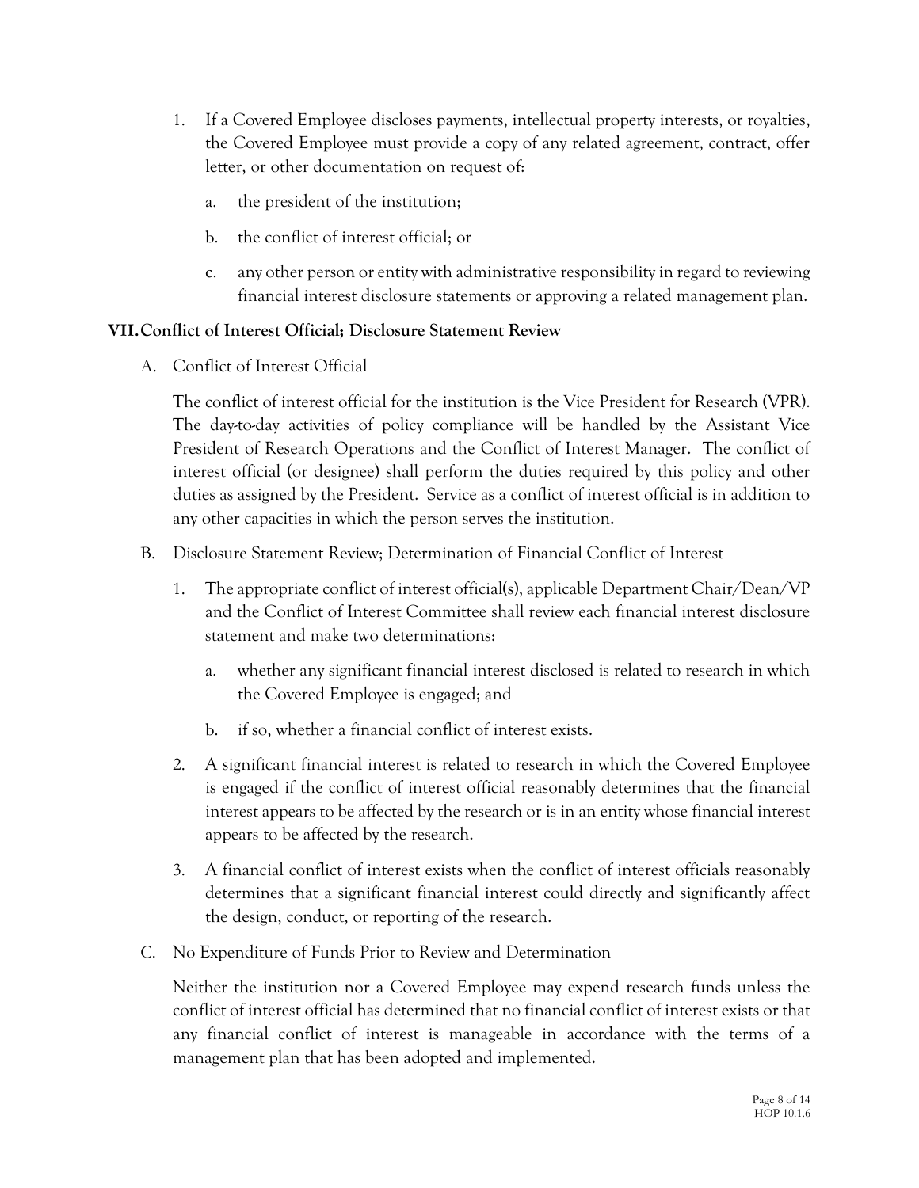1. If a Covered Employee discloses payments, intellectual property interests, or royalties, the Covered Employee must provide a copy of any related agreement, contract, offer letter, or other documentation on request of:

   a. the president of the institution;

   b. the conflict of interest official; or

   c. any other person or entity with administrative responsibility in regard to reviewing financial interest disclosure statements or approving a related management plan.

## VII. Conflict of Interest Official; Disclosure Statement Review

A. Conflict of Interest Official

The conflict of interest official for the institution is the Vice President for Research (VPR). The day-to-day activities of policy compliance will be handled by the Assistant Vice President of Research Operations and the Conflict of Interest Manager. The conflict of interest official (or designee) shall perform the duties required by this policy and other duties as assigned by the President. Service as a conflict of interest official is in addition to any other capacities in which the person serves the institution.

B. Disclosure Statement Review; Determination of Financial Conflict of Interest

1. The appropriate conflict of interest official(s), applicable Department Chair/Dean/VP and the Conflict of Interest Committee shall review each financial interest disclosure statement and make two determinations:

   a. whether any significant financial interest disclosed is related to research in which the Covered Employee is engaged; and

   b. if so, whether a financial conflict of interest exists.

2. A significant financial interest is related to research in which the Covered Employee is engaged if the conflict of interest official reasonably determines that the financial interest appears to be affected by the research or is in an entity whose financial interest appears to be affected by the research.

3. A financial conflict of interest exists when the conflict of interest officials reasonably determines that a significant financial interest could directly and significantly affect the design, conduct, or reporting of the research.

C. No Expenditure of Funds Prior to Review and Determination

Neither the institution nor a Covered Employee may expend research funds unless the conflict of interest official has determined that no financial conflict of interest exists or that any financial conflict of interest is manageable in accordance with the terms of a management plan that has been adopted and implemented.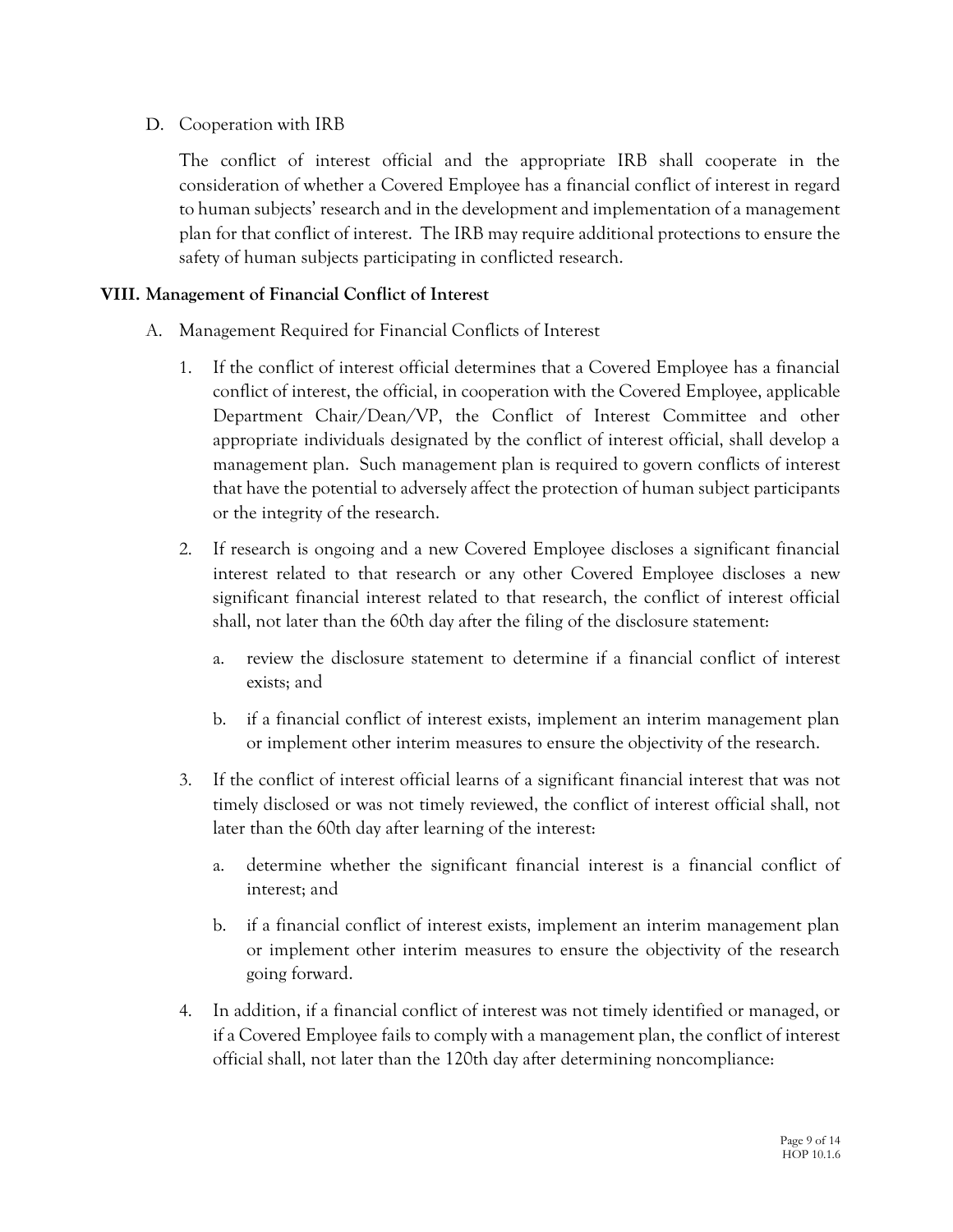D. Cooperation with IRB

   The conflict of interest official and the appropriate IRB shall cooperate in the consideration of whether a Covered Employee has a financial conflict of interest in regard to human subjects' research and in the development and implementation of a management plan for that conflict of interest. The IRB may require additional protections to ensure the safety of human subjects participating in conflicted research.

## VIII. Management of Financial Conflict of Interest

A. Management Required for Financial Conflicts of Interest

   1. If the conflict of interest official determines that a Covered Employee has a financial conflict of interest, the official, in cooperation with the Covered Employee, applicable Department Chair/Dean/VP, the Conflict of Interest Committee and other appropriate individuals designated by the conflict of interest official, shall develop a management plan. Such management plan is required to govern conflicts of interest that have the potential to adversely affect the protection of human subject participants or the integrity of the research.

   2. If research is ongoing and a new Covered Employee discloses a significant financial interest related to that research or any other Covered Employee discloses a new significant financial interest related to that research, the conflict of interest official shall, not later than the 60th day after the filing of the disclosure statement:

      a. review the disclosure statement to determine if a financial conflict of interest exists; and

      b. if a financial conflict of interest exists, implement an interim management plan or implement other interim measures to ensure the objectivity of the research.

   3. If the conflict of interest official learns of a significant financial interest that was not timely disclosed or was not timely reviewed, the conflict of interest official shall, not later than the 60th day after learning of the interest:

      a. determine whether the significant financial interest is a financial conflict of interest; and

      b. if a financial conflict of interest exists, implement an interim management plan or implement other interim measures to ensure the objectivity of the research going forward.

   4. In addition, if a financial conflict of interest was not timely identified or managed, or if a Covered Employee fails to comply with a management plan, the conflict of interest official shall, not later than the 120th day after determining noncompliance: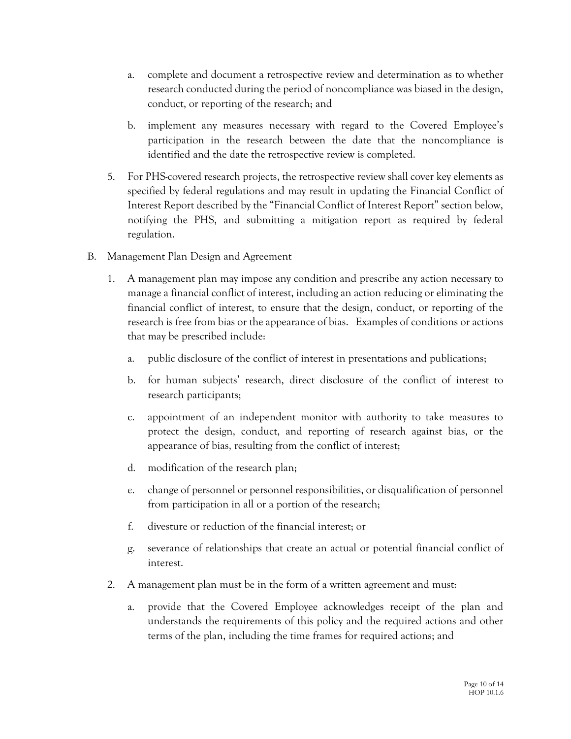a. complete and document a retrospective review and determination as to whether research conducted during the period of noncompliance was biased in the design, conduct, or reporting of the research; and

b. implement any measures necessary with regard to the Covered Employee's participation in the research between the date that the noncompliance is identified and the date the retrospective review is completed.

5. For PHS-covered research projects, the retrospective review shall cover key elements as specified by federal regulations and may result in updating the Financial Conflict of Interest Report described by the "Financial Conflict of Interest Report" section below, notifying the PHS, and submitting a mitigation report as required by federal regulation.

B. Management Plan Design and Agreement

1. A management plan may impose any condition and prescribe any action necessary to manage a financial conflict of interest, including an action reducing or eliminating the financial conflict of interest, to ensure that the design, conduct, or reporting of the research is free from bias or the appearance of bias. Examples of conditions or actions that may be prescribed include:

   a. public disclosure of the conflict of interest in presentations and publications;

   b. for human subjects' research, direct disclosure of the conflict of interest to research participants;

   c. appointment of an independent monitor with authority to take measures to protect the design, conduct, and reporting of research against bias, or the appearance of bias, resulting from the conflict of interest;

   d. modification of the research plan;

   e. change of personnel or personnel responsibilities, or disqualification of personnel from participation in all or a portion of the research;

   f. divesture or reduction of the financial interest; or

   g. severance of relationships that create an actual or potential financial conflict of interest.

2. A management plan must be in the form of a written agreement and must:

   a. provide that the Covered Employee acknowledges receipt of the plan and understands the requirements of this policy and the required actions and other terms of the plan, including the time frames for required actions; and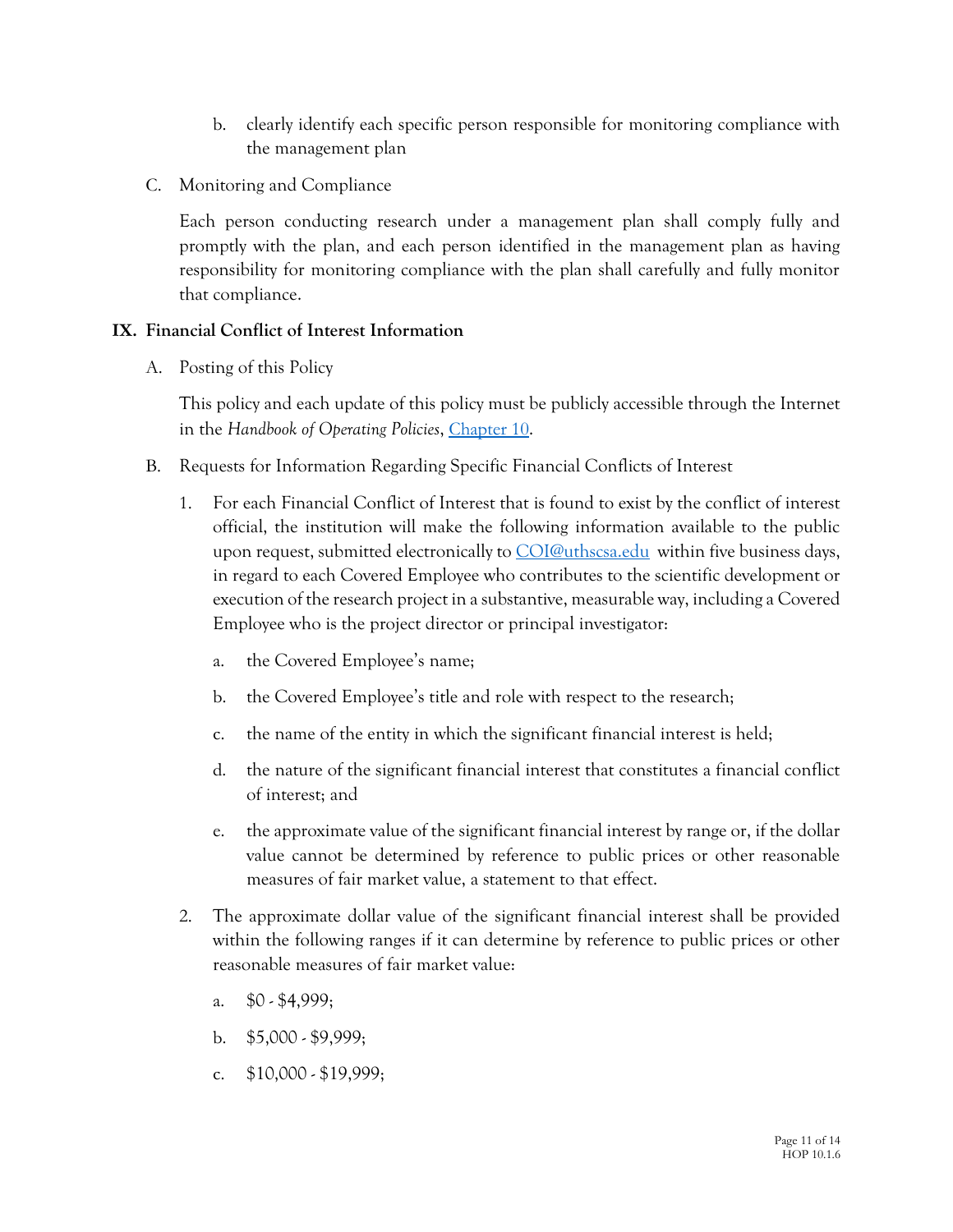b. clearly identify each specific person responsible for monitoring compliance with the management plan

C. Monitoring and Compliance

Each person conducting research under a management plan shall comply fully and promptly with the plan, and each person identified in the management plan as having responsibility for monitoring compliance with the plan shall carefully and fully monitor that compliance.

## IX. Financial Conflict of Interest Information

A. Posting of this Policy

This policy and each update of this policy must be publicly accessible through the Internet in the *Handbook of Operating Policies*, [Chapter 10](#).

B. Requests for Information Regarding Specific Financial Conflicts of Interest

1. For each Financial Conflict of Interest that is found to exist by the conflict of interest official, the institution will make the following information available to the public upon request, submitted electronically to [COI@uthscsa.edu](mailto:COI@uthscsa.edu) within five business days, in regard to each Covered Employee who contributes to the scientific development or execution of the research project in a substantive, measurable way, including a Covered Employee who is the project director or principal investigator:

    a. the Covered Employee's name;

    b. the Covered Employee's title and role with respect to the research;

    c. the name of the entity in which the significant financial interest is held;

    d. the nature of the significant financial interest that constitutes a financial conflict of interest; and

    e. the approximate value of the significant financial interest by range or, if the dollar value cannot be determined by reference to public prices or other reasonable measures of fair market value, a statement to that effect.

2. The approximate dollar value of the significant financial interest shall be provided within the following ranges if it can determine by reference to public prices or other reasonable measures of fair market value:

    a. $0 - $4,999;

    b. $5,000 - $9,999;

    c. $10,000 - $19,999;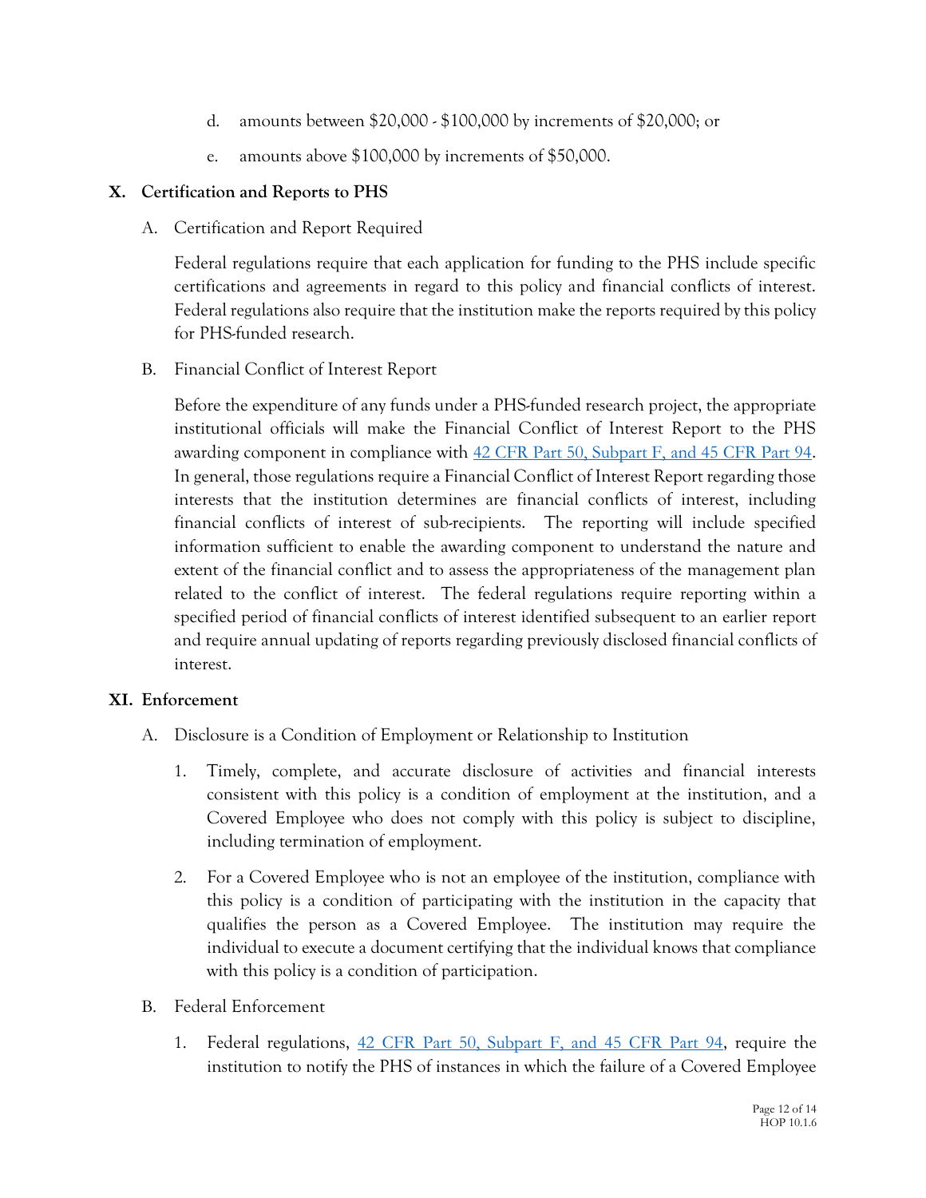d. amounts between $20,000 - $100,000 by increments of $20,000; or

e. amounts above $100,000 by increments of $50,000.

## X. Certification and Reports to PHS

A. Certification and Report Required

Federal regulations require that each application for funding to the PHS include specific certifications and agreements in regard to this policy and financial conflicts of interest. Federal regulations also require that the institution make the reports required by this policy for PHS-funded research.

B. Financial Conflict of Interest Report

Before the expenditure of any funds under a PHS-funded research project, the appropriate institutional officials will make the Financial Conflict of Interest Report to the PHS awarding component in compliance with [42 CFR Part 50, Subpart F, and 45 CFR Part 94](). In general, those regulations require a Financial Conflict of Interest Report regarding those interests that the institution determines are financial conflicts of interest, including financial conflicts of interest of sub-recipients. The reporting will include specified information sufficient to enable the awarding component to understand the nature and extent of the financial conflict and to assess the appropriateness of the management plan related to the conflict of interest. The federal regulations require reporting within a specified period of financial conflicts of interest identified subsequent to an earlier report and require annual updating of reports regarding previously disclosed financial conflicts of interest.

## XI. Enforcement

A. Disclosure is a Condition of Employment or Relationship to Institution

1. Timely, complete, and accurate disclosure of activities and financial interests consistent with this policy is a condition of employment at the institution, and a Covered Employee who does not comply with this policy is subject to discipline, including termination of employment.

2. For a Covered Employee who is not an employee of the institution, compliance with this policy is a condition of participating with the institution in the capacity that qualifies the person as a Covered Employee. The institution may require the individual to execute a document certifying that the individual knows that compliance with this policy is a condition of participation.

B. Federal Enforcement

1. Federal regulations, [42 CFR Part 50, Subpart F, and 45 CFR Part 94](), require the institution to notify the PHS of instances in which the failure of a Covered Employee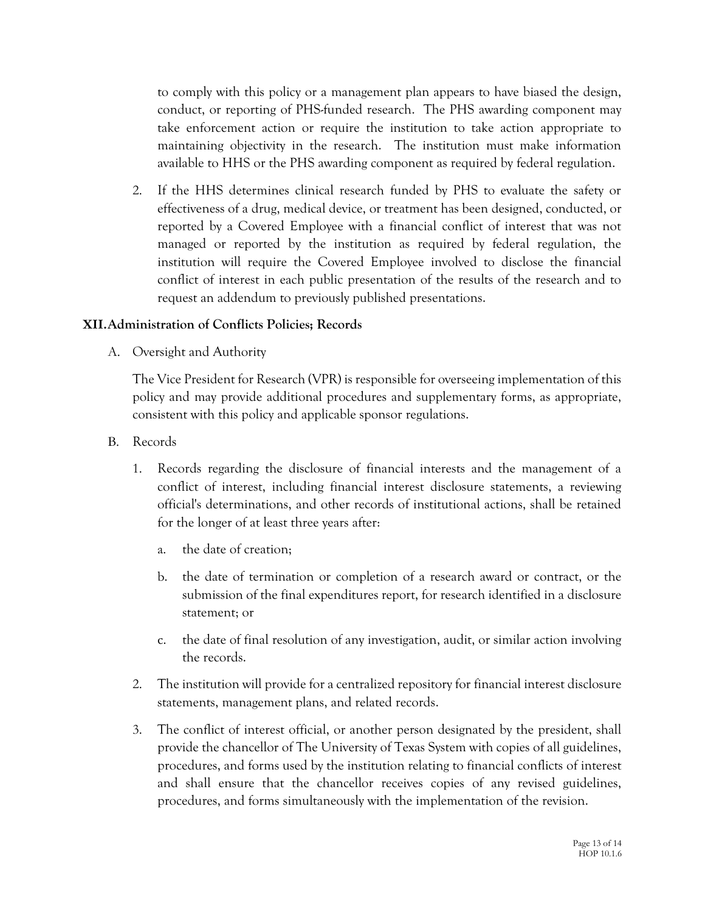to comply with this policy or a management plan appears to have biased the design, conduct, or reporting of PHS-funded research. The PHS awarding component may take enforcement action or require the institution to take action appropriate to maintaining objectivity in the research. The institution must make information available to HHS or the PHS awarding component as required by federal regulation.

2. If the HHS determines clinical research funded by PHS to evaluate the safety or effectiveness of a drug, medical device, or treatment has been designed, conducted, or reported by a Covered Employee with a financial conflict of interest that was not managed or reported by the institution as required by federal regulation, the institution will require the Covered Employee involved to disclose the financial conflict of interest in each public presentation of the results of the research and to request an addendum to previously published presentations.

## XII. Administration of Conflicts Policies; Records

A. Oversight and Authority

The Vice President for Research (VPR) is responsible for overseeing implementation of this policy and may provide additional procedures and supplementary forms, as appropriate, consistent with this policy and applicable sponsor regulations.

B. Records

1. Records regarding the disclosure of financial interests and the management of a conflict of interest, including financial interest disclosure statements, a reviewing official's determinations, and other records of institutional actions, shall be retained for the longer of at least three years after:

   a. the date of creation;

   b. the date of termination or completion of a research award or contract, or the submission of the final expenditures report, for research identified in a disclosure statement; or

   c. the date of final resolution of any investigation, audit, or similar action involving the records.

2. The institution will provide for a centralized repository for financial interest disclosure statements, management plans, and related records.

3. The conflict of interest official, or another person designated by the president, shall provide the chancellor of The University of Texas System with copies of all guidelines, procedures, and forms used by the institution relating to financial conflicts of interest and shall ensure that the chancellor receives copies of any revised guidelines, procedures, and forms simultaneously with the implementation of the revision.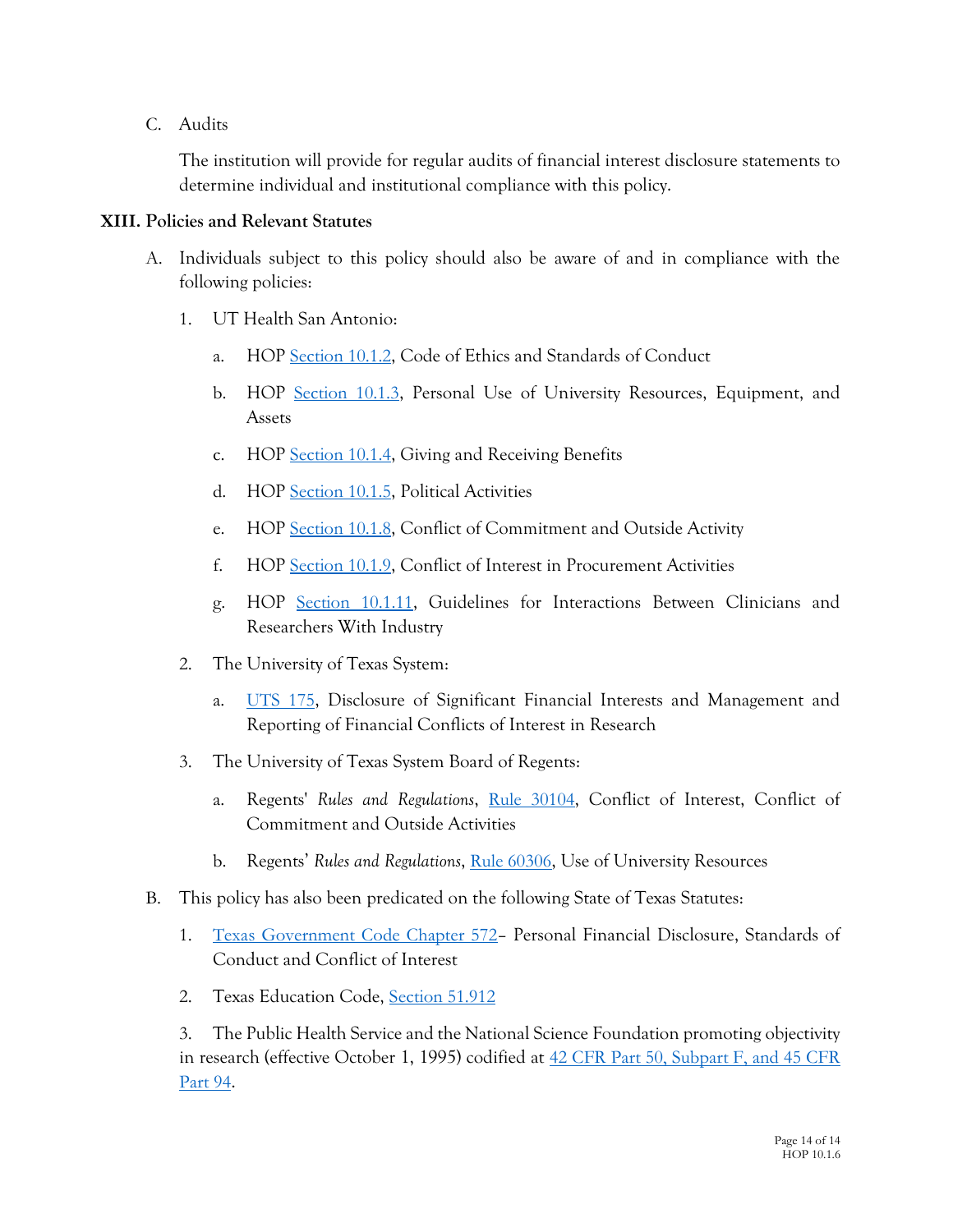C. Audits

The institution will provide for regular audits of financial interest disclosure statements to determine individual and institutional compliance with this policy.

## XIII. Policies and Relevant Statutes

A. Individuals subject to this policy should also be aware of and in compliance with the following policies:

1. UT Health San Antonio:

   a. HOP Section 10.1.2, Code of Ethics and Standards of Conduct

   b. HOP Section 10.1.3, Personal Use of University Resources, Equipment, and Assets

   c. HOP Section 10.1.4, Giving and Receiving Benefits

   d. HOP Section 10.1.5, Political Activities

   e. HOP Section 10.1.8, Conflict of Commitment and Outside Activity

   f. HOP Section 10.1.9, Conflict of Interest in Procurement Activities

   g. HOP Section 10.1.11, Guidelines for Interactions Between Clinicians and Researchers With Industry

2. The University of Texas System:

   a. UTS 175, Disclosure of Significant Financial Interests and Management and Reporting of Financial Conflicts of Interest in Research

3. The University of Texas System Board of Regents:

   a. Regents' *Rules and Regulations*, Rule 30104, Conflict of Interest, Conflict of Commitment and Outside Activities

   b. Regents' *Rules and Regulations*, Rule 60306, Use of University Resources

B. This policy has also been predicated on the following State of Texas Statutes:

1. Texas Government Code Chapter 572– Personal Financial Disclosure, Standards of Conduct and Conflict of Interest

2. Texas Education Code, Section 51.912

3. The Public Health Service and the National Science Foundation promoting objectivity in research (effective October 1, 1995) codified at 42 CFR Part 50, Subpart F, and 45 CFR Part 94.